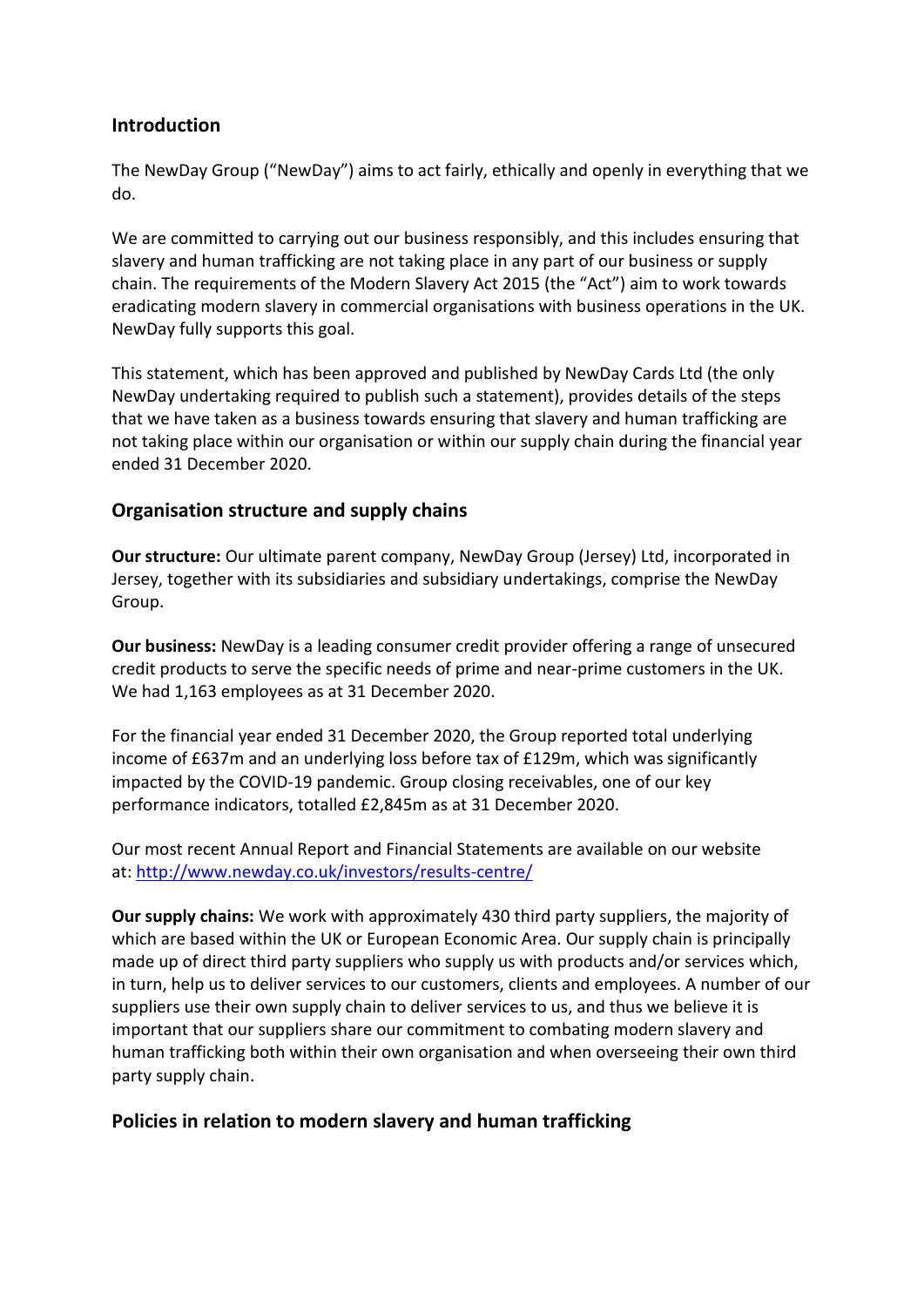## Introduction

The NewDay Group ("NewDay") aims to act fairly, ethically and openly in everything that we do.

We are committed to carrying out our business responsibly, and this includes ensuring that slavery and human trafficking are not taking place in any part of our business or supply chain. The requirements of the Modern Slavery Act 2015 (the "Act") aim to work towards eradicating modern slavery in commercial organisations with business operations in the UK. NewDay fully supports this goal.

This statement, which has been approved and published by NewDay Cards Ltd (the only NewDay undertaking required to publish such a statement), provides details of the steps that we have taken as a business towards ensuring that slavery and human trafficking are not taking place within our organisation or within our supply chain during the financial year ended 31 December 2020.

## Organisation structure and supply chains

**Our structure:** Our ultimate parent company, NewDay Group (Jersey) Ltd, incorporated in Jersey, together with its subsidiaries and subsidiary undertakings, comprise the NewDay Group.

**Our business:** NewDay is a leading consumer credit provider offering a range of unsecured credit products to serve the specific needs of prime and near-prime customers in the UK. We had 1,163 employees as at 31 December 2020.

For the financial year ended 31 December 2020, the Group reported total underlying income of £637m and an underlying loss before tax of £129m, which was significantly impacted by the COVID-19 pandemic. Group closing receivables, one of our key performance indicators, totalled £2,845m as at 31 December 2020.

Our most recent Annual Report and Financial Statements are available on our website at: [http://www.newday.co.uk/investors/results-centre/](http://www.newday.co.uk/investors/results-centre/)

**Our supply chains:** We work with approximately 430 third party suppliers, the majority of which are based within the UK or European Economic Area. Our supply chain is principally made up of direct third party suppliers who supply us with products and/or services which, in turn, help us to deliver services to our customers, clients and employees. A number of our suppliers use their own supply chain to deliver services to us, and thus we believe it is important that our suppliers share our commitment to combating modern slavery and human trafficking both within their own organisation and when overseeing their own third party supply chain.

## Policies in relation to modern slavery and human trafficking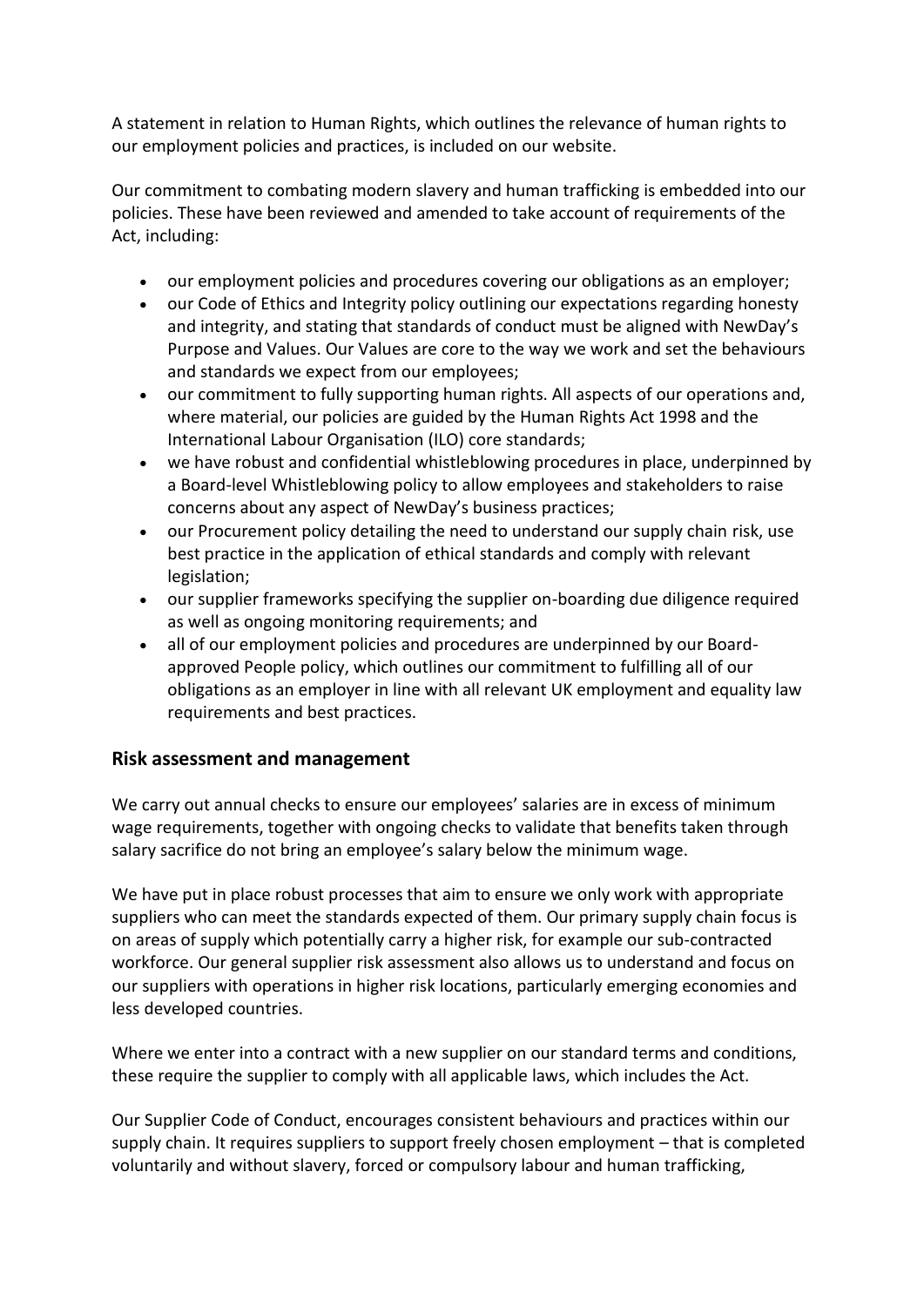A statement in relation to Human Rights, which outlines the relevance of human rights to our employment policies and practices, is included on our website.

Our commitment to combating modern slavery and human trafficking is embedded into our policies. These have been reviewed and amended to take account of requirements of the Act, including:

- our employment policies and procedures covering our obligations as an employer;
- our Code of Ethics and Integrity policy outlining our expectations regarding honesty and integrity, and stating that standards of conduct must be aligned with NewDay's Purpose and Values. Our Values are core to the way we work and set the behaviours and standards we expect from our employees;
- our commitment to fully supporting human rights. All aspects of our operations and, where material, our policies are guided by the Human Rights Act 1998 and the International Labour Organisation (ILO) core standards;
- we have robust and confidential whistleblowing procedures in place, underpinned by a Board-level Whistleblowing policy to allow employees and stakeholders to raise concerns about any aspect of NewDay's business practices;
- our Procurement policy detailing the need to understand our supply chain risk, use best practice in the application of ethical standards and comply with relevant legislation;
- our supplier frameworks specifying the supplier on-boarding due diligence required as well as ongoing monitoring requirements; and
- all of our employment policies and procedures are underpinned by our Board-approved People policy, which outlines our commitment to fulfilling all of our obligations as an employer in line with all relevant UK employment and equality law requirements and best practices.

## Risk assessment and management

We carry out annual checks to ensure our employees' salaries are in excess of minimum wage requirements, together with ongoing checks to validate that benefits taken through salary sacrifice do not bring an employee's salary below the minimum wage.

We have put in place robust processes that aim to ensure we only work with appropriate suppliers who can meet the standards expected of them. Our primary supply chain focus is on areas of supply which potentially carry a higher risk, for example our sub-contracted workforce. Our general supplier risk assessment also allows us to understand and focus on our suppliers with operations in higher risk locations, particularly emerging economies and less developed countries.

Where we enter into a contract with a new supplier on our standard terms and conditions, these require the supplier to comply with all applicable laws, which includes the Act.

Our Supplier Code of Conduct, encourages consistent behaviours and practices within our supply chain. It requires suppliers to support freely chosen employment – that is completed voluntarily and without slavery, forced or compulsory labour and human trafficking,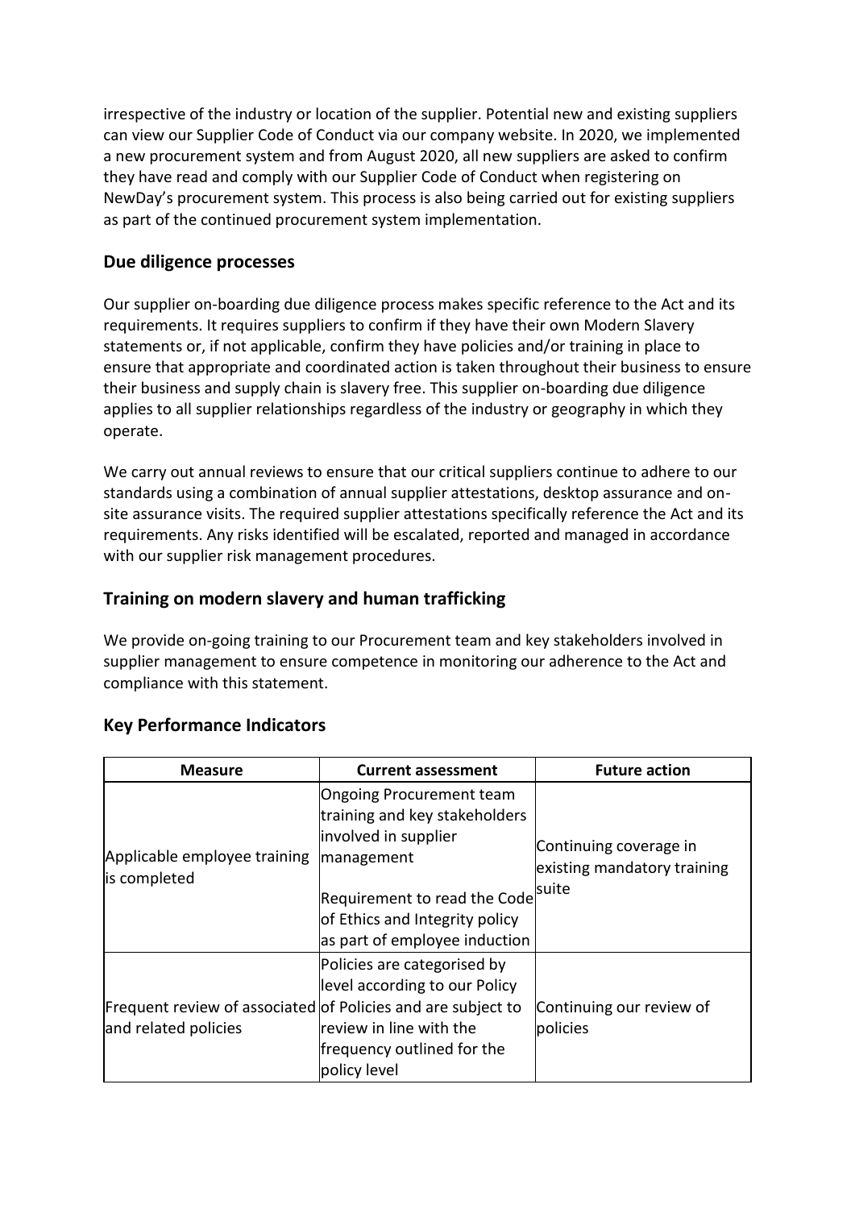irrespective of the industry or location of the supplier. Potential new and existing suppliers can view our Supplier Code of Conduct via our company website. In 2020, we implemented a new procurement system and from August 2020, all new suppliers are asked to confirm they have read and comply with our Supplier Code of Conduct when registering on NewDay's procurement system. This process is also being carried out for existing suppliers as part of the continued procurement system implementation.

## Due diligence processes

Our supplier on-boarding due diligence process makes specific reference to the Act and its requirements. It requires suppliers to confirm if they have their own Modern Slavery statements or, if not applicable, confirm they have policies and/or training in place to ensure that appropriate and coordinated action is taken throughout their business to ensure their business and supply chain is slavery free. This supplier on-boarding due diligence applies to all supplier relationships regardless of the industry or geography in which they operate.

We carry out annual reviews to ensure that our critical suppliers continue to adhere to our standards using a combination of annual supplier attestations, desktop assurance and on-site assurance visits. The required supplier attestations specifically reference the Act and its requirements. Any risks identified will be escalated, reported and managed in accordance with our supplier risk management procedures.

## Training on modern slavery and human trafficking

We provide on-going training to our Procurement team and key stakeholders involved in supplier management to ensure competence in monitoring our adherence to the Act and compliance with this statement.

## Key Performance Indicators

| Measure | Current assessment | Future action |
|---|---|---|
| Applicable employee training is completed | Ongoing Procurement team training and key stakeholders involved in supplier management<br><br>Requirement to read the Code of Ethics and Integrity policy as part of employee induction | Continuing coverage in existing mandatory training suite |
| Frequent review of associated and related policies | Policies are categorised by level according to our Policy of Policies and are subject to review in line with the frequency outlined for the policy level | Continuing our review of policies |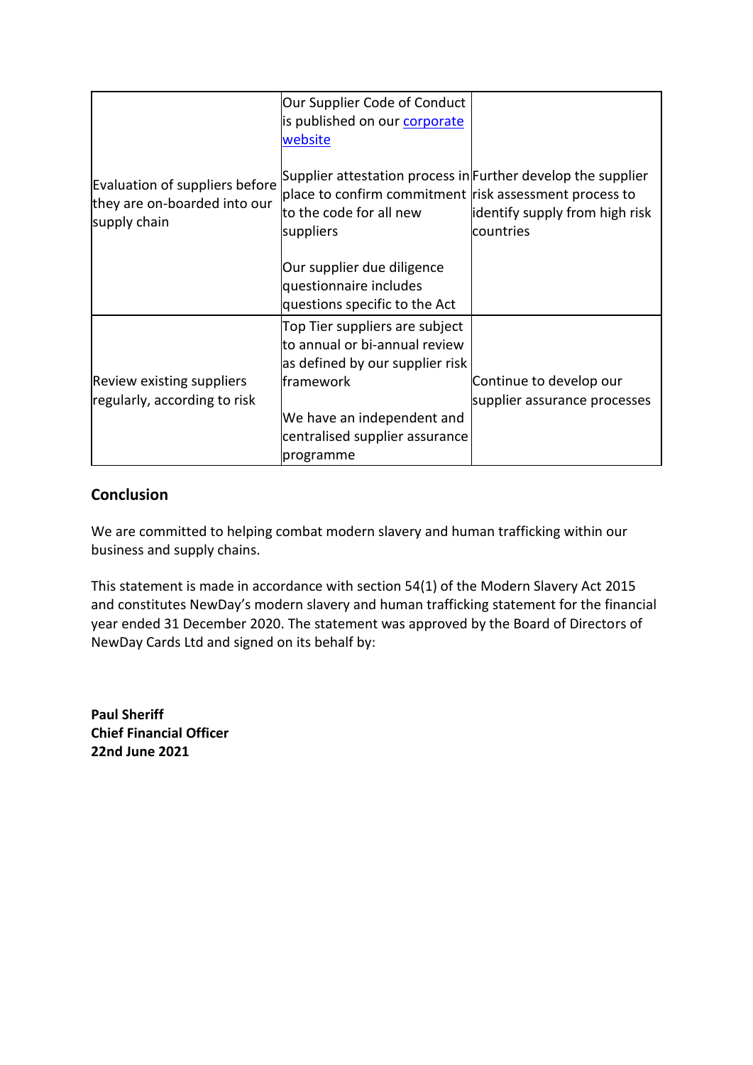| | | |
|---|---|---|
| Evaluation of suppliers before they are on-boarded into our supply chain | Our Supplier Code of Conduct is published on our [corporate website]<br><br>Supplier attestation process in place to confirm commitment to the code for all new suppliers<br><br>Our supplier due diligence questionnaire includes questions specific to the Act | Further develop the supplier risk assessment process to identify supply from high risk countries |
| Review existing suppliers regularly, according to risk | Top Tier suppliers are subject to annual or bi-annual review as defined by our supplier risk framework<br><br>We have an independent and centralised supplier assurance programme | Continue to develop our supplier assurance processes |

## Conclusion

We are committed to helping combat modern slavery and human trafficking within our business and supply chains.

This statement is made in accordance with section 54(1) of the Modern Slavery Act 2015 and constitutes NewDay's modern slavery and human trafficking statement for the financial year ended 31 December 2020. The statement was approved by the Board of Directors of NewDay Cards Ltd and signed on its behalf by:

**Paul Sheriff**
**Chief Financial Officer**
**22nd June 2021**